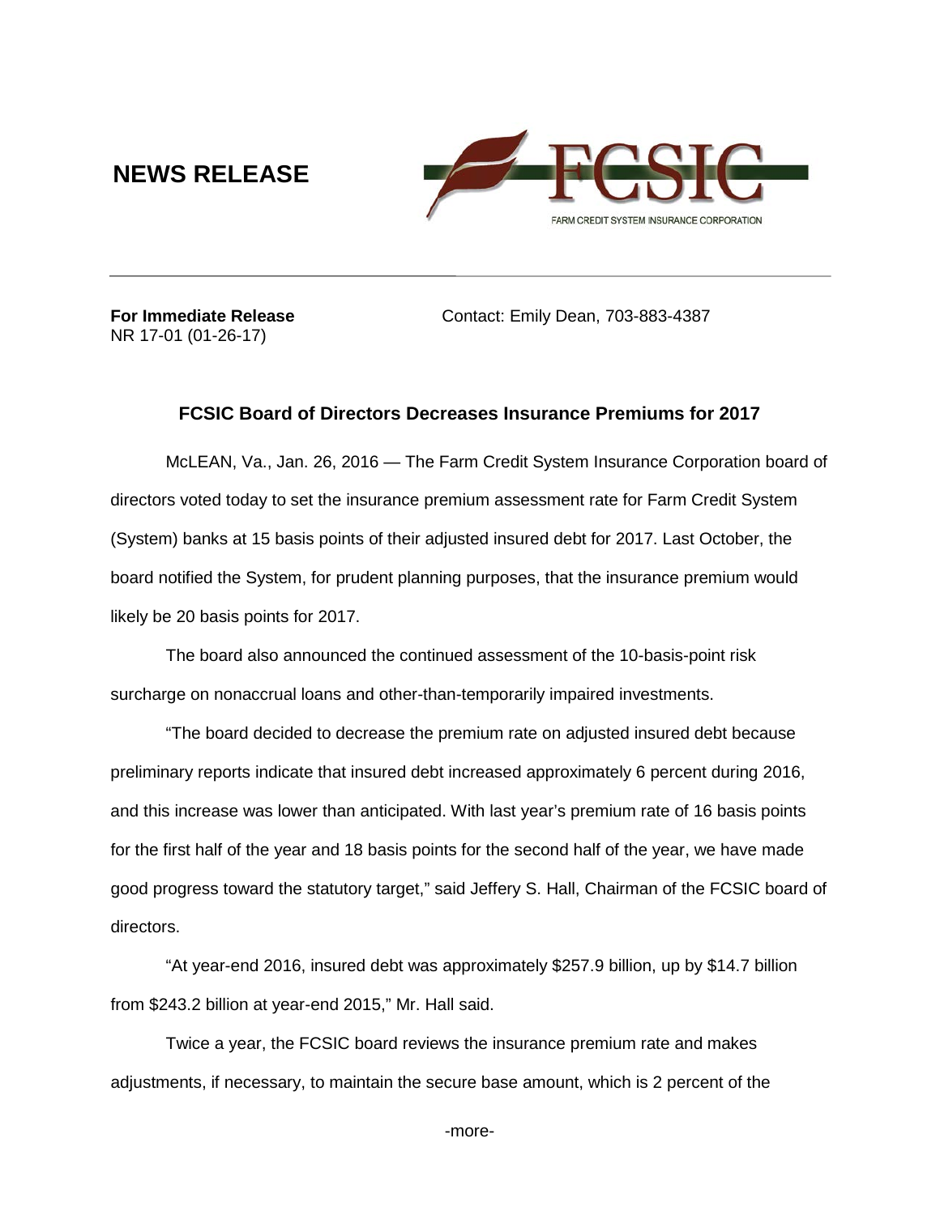# NEWS RELEASE

FCSIC

FARM CREDIT SYSTEM INSURANCE CORPORATION

---

**For Immediate Release**
NR 17-01 (01-26-17)

Contact: Emily Dean, 703-883-4387

## FCSIC Board of Directors Decreases Insurance Premiums for 2017

McLEAN, Va., Jan. 26, 2016 — The Farm Credit System Insurance Corporation board of directors voted today to set the insurance premium assessment rate for Farm Credit System (System) banks at 15 basis points of their adjusted insured debt for 2017. Last October, the board notified the System, for prudent planning purposes, that the insurance premium would likely be 20 basis points for 2017.

The board also announced the continued assessment of the 10-basis-point risk surcharge on nonaccrual loans and other-than-temporarily impaired investments.

"The board decided to decrease the premium rate on adjusted insured debt because preliminary reports indicate that insured debt increased approximately 6 percent during 2016, and this increase was lower than anticipated. With last year's premium rate of 16 basis points for the first half of the year and 18 basis points for the second half of the year, we have made good progress toward the statutory target," said Jeffery S. Hall, Chairman of the FCSIC board of directors.

"At year-end 2016, insured debt was approximately $257.9 billion, up by $14.7 billion from $243.2 billion at year-end 2015," Mr. Hall said.

Twice a year, the FCSIC board reviews the insurance premium rate and makes adjustments, if necessary, to maintain the secure base amount, which is 2 percent of the

-more-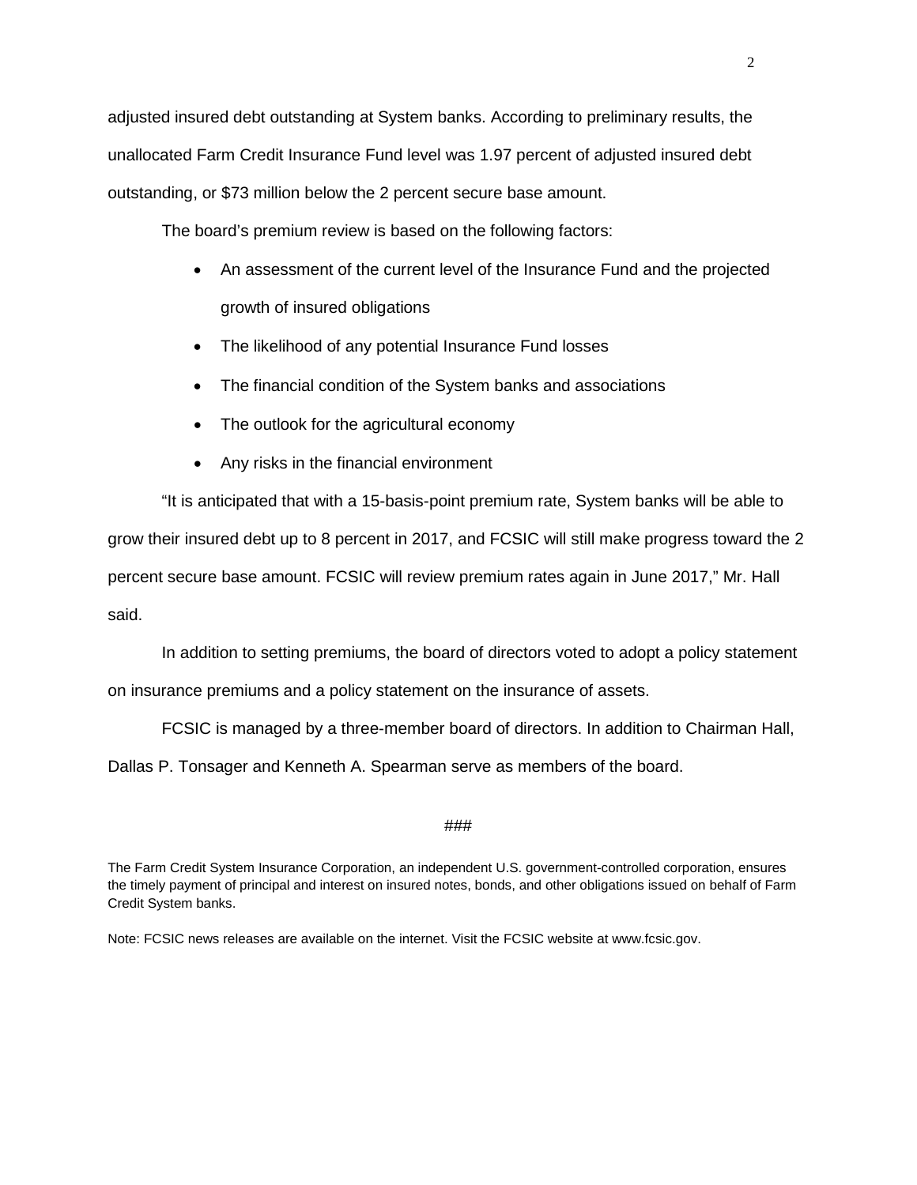adjusted insured debt outstanding at System banks. According to preliminary results, the unallocated Farm Credit Insurance Fund level was 1.97 percent of adjusted insured debt outstanding, or $73 million below the 2 percent secure base amount.

The board's premium review is based on the following factors:

- An assessment of the current level of the Insurance Fund and the projected growth of insured obligations
- The likelihood of any potential Insurance Fund losses
- The financial condition of the System banks and associations
- The outlook for the agricultural economy
- Any risks in the financial environment

"It is anticipated that with a 15-basis-point premium rate, System banks will be able to grow their insured debt up to 8 percent in 2017, and FCSIC will still make progress toward the 2 percent secure base amount. FCSIC will review premium rates again in June 2017," Mr. Hall said.

In addition to setting premiums, the board of directors voted to adopt a policy statement on insurance premiums and a policy statement on the insurance of assets.

FCSIC is managed by a three-member board of directors. In addition to Chairman Hall, Dallas P. Tonsager and Kenneth A. Spearman serve as members of the board.

###

The Farm Credit System Insurance Corporation, an independent U.S. government-controlled corporation, ensures the timely payment of principal and interest on insured notes, bonds, and other obligations issued on behalf of Farm Credit System banks.

Note: FCSIC news releases are available on the internet. Visit the FCSIC website at www.fcsic.gov.